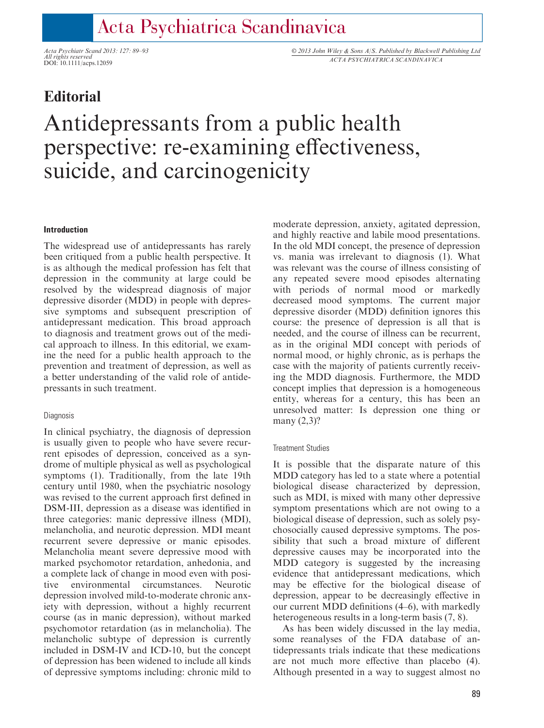## Editorial

# Antidepressants from a public health perspective: re-examining effectiveness, suicide, and carcinogenicity

### Introduction

The widespread use of antidepressants has rarely been critiqued from a public health perspective. It is as although the medical profession has felt that depression in the community at large could be resolved by the widespread diagnosis of major depressive disorder (MDD) in people with depressive symptoms and subsequent prescription of antidepressant medication. This broad approach to diagnosis and treatment grows out of the medical approach to illness. In this editorial, we examine the need for a public health approach to the prevention and treatment of depression, as well as a better understanding of the valid role of antidepressants in such treatment.

#### Diagnosis

In clinical psychiatry, the diagnosis of depression is usually given to people who have severe recurrent episodes of depression, conceived as a syndrome of multiple physical as well as psychological symptoms (1). Traditionally, from the late 19th century until 1980, when the psychiatric nosology was revised to the current approach first defined in DSM-III, depression as a disease was identified in three categories: manic depressive illness (MDI), melancholia, and neurotic depression. MDI meant recurrent severe depressive or manic episodes. Melancholia meant severe depressive mood with marked psychomotor retardation, anhedonia, and a complete lack of change in mood even with positive environmental circumstances. Neurotic depression involved mild-to-moderate chronic anxiety with depression, without a highly recurrent course (as in manic depression), without marked psychomotor retardation (as in melancholia). The melancholic subtype of depression is currently included in DSM-IV and ICD-10, but the concept of depression has been widened to include all kinds of depressive symptoms including: chronic mild to moderate depression, anxiety, agitated depression, and highly reactive and labile mood presentations. In the old MDI concept, the presence of depression vs. mania was irrelevant to diagnosis (1). What was relevant was the course of illness consisting of any repeated severe mood episodes alternating with periods of normal mood or markedly decreased mood symptoms. The current major depressive disorder (MDD) definition ignores this course: the presence of depression is all that is needed, and the course of illness can be recurrent, as in the original MDI concept with periods of normal mood, or highly chronic, as is perhaps the case with the majority of patients currently receiving the MDD diagnosis. Furthermore, the MDD concept implies that depression is a homogeneous entity, whereas for a century, this has been an unresolved matter: Is depression one thing or many (2,3)?

#### Treatment Studies

It is possible that the disparate nature of this MDD category has led to a state where a potential biological disease characterized by depression, such as MDI, is mixed with many other depressive symptom presentations which are not owing to a biological disease of depression, such as solely psychosocially caused depressive symptoms. The possibility that such a broad mixture of different depressive causes may be incorporated into the MDD category is suggested by the increasing evidence that antidepressant medications, which may be effective for the biological disease of depression, appear to be decreasingly effective in our current MDD definitions (4–6), with markedly heterogeneous results in a long-term basis (7, 8).

As has been widely discussed in the lay media, some reanalyses of the FDA database of antidepressants trials indicate that these medications are not much more effective than placebo (4). Although presented in a way to suggest almost no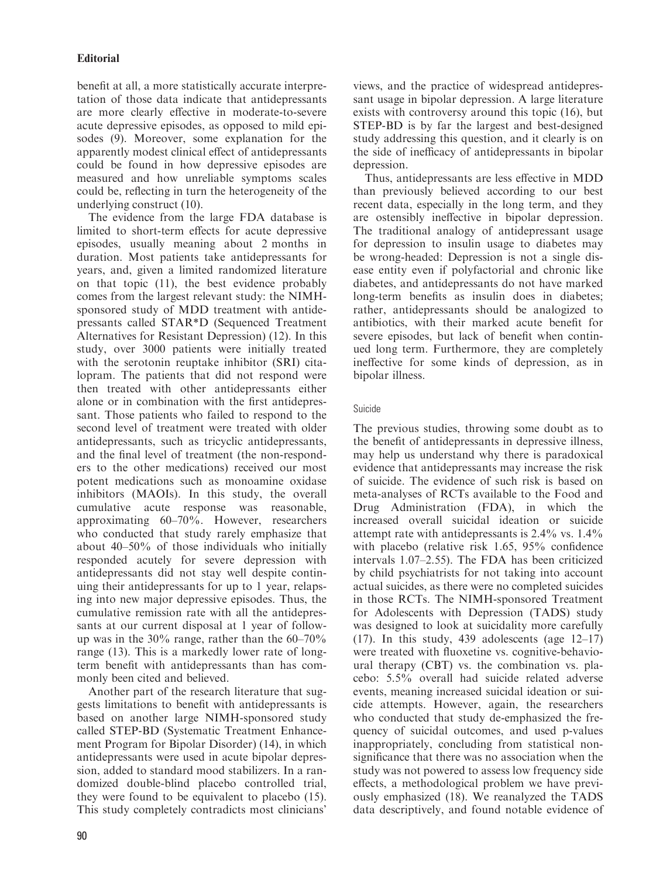benefit at all, a more statistically accurate interpretation of those data indicate that antidepressants are more clearly effective in moderate-to-severe acute depressive episodes, as opposed to mild episodes (9). Moreover, some explanation for the apparently modest clinical effect of antidepressants could be found in how depressive episodes are measured and how unreliable symptoms scales could be, reflecting in turn the heterogeneity of the underlying construct (10).

The evidence from the large FDA database is limited to short-term effects for acute depressive episodes, usually meaning about 2 months in duration. Most patients take antidepressants for years, and, given a limited randomized literature on that topic (11), the best evidence probably comes from the largest relevant study: the NIMH-sponsored study of MDD treatment with antidepressants called STAR*D (Sequenced Treatment Alternatives for Resistant Depression) (12). In this study, over 3000 patients were initially treated with the serotonin reuptake inhibitor (SRI) citalopram. The patients that did not respond were then treated with other antidepressants either alone or in combination with the first antidepressant. Those patients who failed to respond to the second level of treatment were treated with older antidepressants, such as tricyclic antidepressants, and the final level of treatment (the non-responders to the other medications) received our most potent medications such as monoamine oxidase inhibitors (MAOIs). In this study, the overall cumulative acute response was reasonable, approximating 60–70%. However, researchers who conducted that study rarely emphasize that about 40–50% of those individuals who initially responded acutely for severe depression with antidepressants did not stay well despite continuing their antidepressants for up to 1 year, relapsing into new major depressive episodes. Thus, the cumulative remission rate with all the antidepressants at our current disposal at 1 year of follow-up was in the 30% range, rather than the 60–70% range (13). This is a markedly lower rate of long-term benefit with antidepressants than has commonly been cited and believed.

Another part of the research literature that suggests limitations to benefit with antidepressants is based on another large NIMH-sponsored study called STEP-BD (Systematic Treatment Enhancement Program for Bipolar Disorder) (14), in which antidepressants were used in acute bipolar depression, added to standard mood stabilizers. In a randomized double-blind placebo controlled trial, they were found to be equivalent to placebo (15). This study completely contradicts most clinicians' views, and the practice of widespread antidepressant usage in bipolar depression. A large literature exists with controversy around this topic (16), but STEP-BD is by far the largest and best-designed study addressing this question, and it clearly is on the side of inefficacy of antidepressants in bipolar depression.

Thus, antidepressants are less effective in MDD than previously believed according to our best recent data, especially in the long term, and they are ostensibly ineffective in bipolar depression. The traditional analogy of antidepressant usage for depression to insulin usage to diabetes may be wrong-headed: Depression is not a single disease entity even if polyfactorial and chronic like diabetes, and antidepressants do not have marked long-term benefits as insulin does in diabetes; rather, antidepressants should be analogized to antibiotics, with their marked acute benefit for severe episodes, but lack of benefit when continued long term. Furthermore, they are completely ineffective for some kinds of depression, as in bipolar illness.

### Suicide

The previous studies, throwing some doubt as to the benefit of antidepressants in depressive illness, may help us understand why there is paradoxical evidence that antidepressants may increase the risk of suicide. The evidence of such risk is based on meta-analyses of RCTs available to the Food and Drug Administration (FDA), in which the increased overall suicidal ideation or suicide attempt rate with antidepressants is 2.4% vs. 1.4% with placebo (relative risk 1.65, 95% confidence intervals 1.07–2.55). The FDA has been criticized by child psychiatrists for not taking into account actual suicides, as there were no completed suicides in those RCTs. The NIMH-sponsored Treatment for Adolescents with Depression (TADS) study was designed to look at suicidality more carefully (17). In this study, 439 adolescents (age 12–17) were treated with fluoxetine vs. cognitive-behavioural therapy (CBT) vs. the combination vs. placebo: 5.5% overall had suicide related adverse events, meaning increased suicidal ideation or suicide attempts. However, again, the researchers who conducted that study de-emphasized the frequency of suicidal outcomes, and used p-values inappropriately, concluding from statistical non-significance that there was no association when the study was not powered to assess low frequency side effects, a methodological problem we have previously emphasized (18). We reanalyzed the TADS data descriptively, and found notable evidence of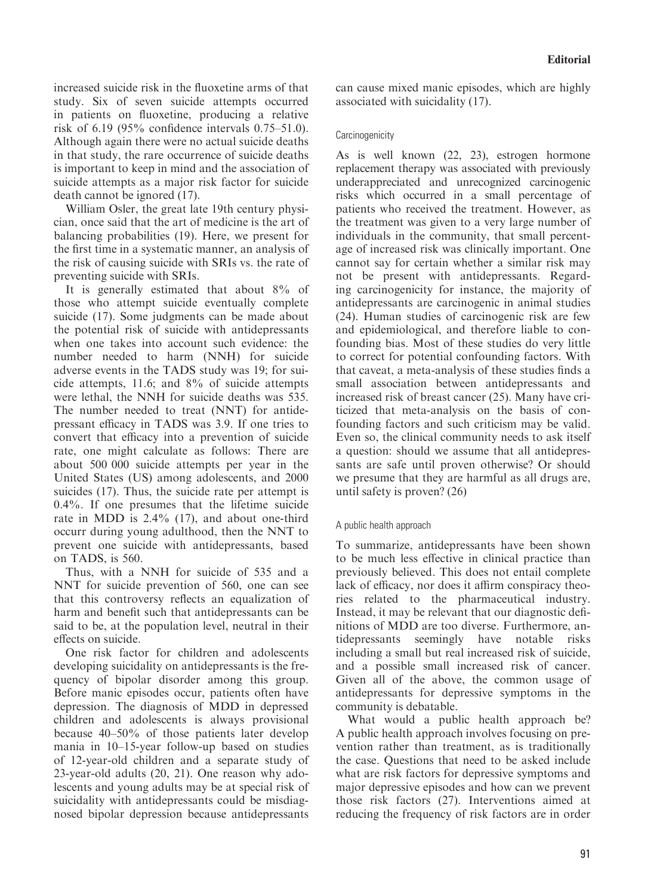increased suicide risk in the fluoxetine arms of that study. Six of seven suicide attempts occurred in patients on fluoxetine, producing a relative risk of 6.19 (95% confidence intervals 0.75–51.0). Although again there were no actual suicide deaths in that study, the rare occurrence of suicide deaths is important to keep in mind and the association of suicide attempts as a major risk factor for suicide death cannot be ignored (17).

William Osler, the great late 19th century physician, once said that the art of medicine is the art of balancing probabilities (19). Here, we present for the first time in a systematic manner, an analysis of the risk of causing suicide with SRIs vs. the rate of preventing suicide with SRIs.

It is generally estimated that about 8% of those who attempt suicide eventually complete suicide (17). Some judgments can be made about the potential risk of suicide with antidepressants when one takes into account such evidence: the number needed to harm (NNH) for suicide adverse events in the TADS study was 19; for suicide attempts, 11.6; and 8% of suicide attempts were lethal, the NNH for suicide deaths was 535. The number needed to treat (NNT) for antidepressant efficacy in TADS was 3.9. If one tries to convert that efficacy into a prevention of suicide rate, one might calculate as follows: There are about 500 000 suicide attempts per year in the United States (US) among adolescents, and 2000 suicides (17). Thus, the suicide rate per attempt is 0.4%. If one presumes that the lifetime suicide rate in MDD is 2.4% (17), and about one-third occurr during young adulthood, then the NNT to prevent one suicide with antidepressants, based on TADS, is 560.

Thus, with a NNH for suicide of 535 and a NNT for suicide prevention of 560, one can see that this controversy reflects an equalization of harm and benefit such that antidepressants can be said to be, at the population level, neutral in their effects on suicide.

One risk factor for children and adolescents developing suicidality on antidepressants is the frequency of bipolar disorder among this group. Before manic episodes occur, patients often have depression. The diagnosis of MDD in depressed children and adolescents is always provisional because 40–50% of those patients later develop mania in 10–15-year follow-up based on studies of 12-year-old children and a separate study of 23-year-old adults (20, 21). One reason why adolescents and young adults may be at special risk of suicidality with antidepressants could be misdiagnosed bipolar depression because antidepressants can cause mixed manic episodes, which are highly associated with suicidality (17).

### Carcinogenicity

As is well known (22, 23), estrogen hormone replacement therapy was associated with previously underappreciated and unrecognized carcinogenic risks which occurred in a small percentage of patients who received the treatment. However, as the treatment was given to a very large number of individuals in the community, that small percentage of increased risk was clinically important. One cannot say for certain whether a similar risk may not be present with antidepressants. Regarding carcinogenicity for instance, the majority of antidepressants are carcinogenic in animal studies (24). Human studies of carcinogenic risk are few and epidemiological, and therefore liable to confounding bias. Most of these studies do very little to correct for potential confounding factors. With that caveat, a meta-analysis of these studies finds a small association between antidepressants and increased risk of breast cancer (25). Many have criticized that meta-analysis on the basis of confounding factors and such criticism may be valid. Even so, the clinical community needs to ask itself a question: should we assume that all antidepressants are safe until proven otherwise? Or should we presume that they are harmful as all drugs are, until safety is proven? (26)

### A public health approach

To summarize, antidepressants have been shown to be much less effective in clinical practice than previously believed. This does not entail complete lack of efficacy, nor does it affirm conspiracy theories related to the pharmaceutical industry. Instead, it may be relevant that our diagnostic definitions of MDD are too diverse. Furthermore, antidepressants seemingly have notable risks including a small but real increased risk of suicide, and a possible small increased risk of cancer. Given all of the above, the common usage of antidepressants for depressive symptoms in the community is debatable.

What would a public health approach be? A public health approach involves focusing on prevention rather than treatment, as is traditionally the case. Questions that need to be asked include what are risk factors for depressive symptoms and major depressive episodes and how can we prevent those risk factors (27). Interventions aimed at reducing the frequency of risk factors are in order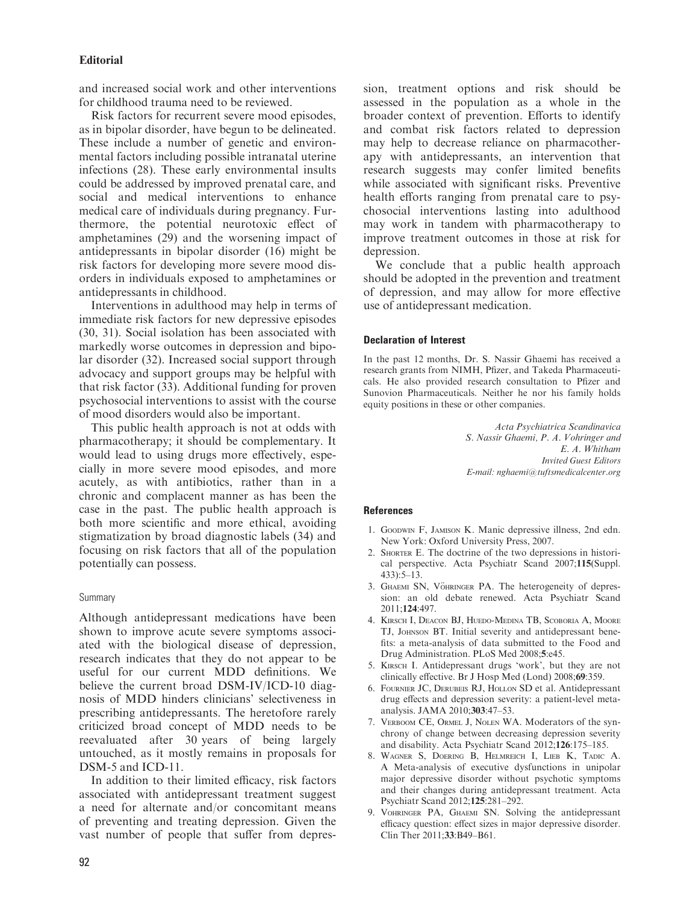and increased social work and other interventions for childhood trauma need to be reviewed.

Risk factors for recurrent severe mood episodes, as in bipolar disorder, have begun to be delineated. These include a number of genetic and environmental factors including possible intranatal uterine infections (28). These early environmental insults could be addressed by improved prenatal care, and social and medical interventions to enhance medical care of individuals during pregnancy. Furthermore, the potential neurotoxic effect of amphetamines (29) and the worsening impact of antidepressants in bipolar disorder (16) might be risk factors for developing more severe mood disorders in individuals exposed to amphetamines or antidepressants in childhood.

Interventions in adulthood may help in terms of immediate risk factors for new depressive episodes (30, 31). Social isolation has been associated with markedly worse outcomes in depression and bipolar disorder (32). Increased social support through advocacy and support groups may be helpful with that risk factor (33). Additional funding for proven psychosocial interventions to assist with the course of mood disorders would also be important.

This public health approach is not at odds with pharmacotherapy; it should be complementary. It would lead to using drugs more effectively, especially in more severe mood episodes, and more acutely, as with antibiotics, rather than in a chronic and complacent manner as has been the case in the past. The public health approach is both more scientific and more ethical, avoiding stigmatization by broad diagnostic labels (34) and focusing on risk factors that all of the population potentially can possess.

### Summary

Although antidepressant medications have been shown to improve acute severe symptoms associated with the biological disease of depression, research indicates that they do not appear to be useful for our current MDD definitions. We believe the current broad DSM-IV/ICD-10 diagnosis of MDD hinders clinicians' selectiveness in prescribing antidepressants. The heretofore rarely criticized broad concept of MDD needs to be reevaluated after 30 years of being largely untouched, as it mostly remains in proposals for DSM-5 and ICD-11.

In addition to their limited efficacy, risk factors associated with antidepressant treatment suggest a need for alternate and/or concomitant means of preventing and treating depression. Given the vast number of people that suffer from depression, treatment options and risk should be assessed in the population as a whole in the broader context of prevention. Efforts to identify and combat risk factors related to depression may help to decrease reliance on pharmacotherapy with antidepressants, an intervention that research suggests may confer limited benefits while associated with significant risks. Preventive health efforts ranging from prenatal care to psychosocial interventions lasting into adulthood may work in tandem with pharmacotherapy to improve treatment outcomes in those at risk for depression.

We conclude that a public health approach should be adopted in the prevention and treatment of depression, and may allow for more effective use of antidepressant medication.

### Declaration of Interest

In the past 12 months, Dr. S. Nassir Ghaemi has received a research grants from NIMH, Pfizer, and Takeda Pharmaceuticals. He also provided research consultation to Pfizer and Sunovion Pharmaceuticals. Neither he nor his family holds equity positions in these or other companies.

*Acta Psychiatrica Scandinavica*
*S. Nassir Ghaemi, P. A. Vohringer and E. A. Whitham*
*Invited Guest Editors*
*E-mail: nghaemi@tuftsmedicalcenter.org*

### References

1. Goodwin F, Jamison K. Manic depressive illness, 2nd edn. New York: Oxford University Press, 2007.
2. Shorter E. The doctrine of the two depressions in historical perspective. Acta Psychiatr Scand 2007;**115**(Suppl. 433):5–13.
3. Ghaemi SN, Vöhringer PA. The heterogeneity of depression: an old debate renewed. Acta Psychiatr Scand 2011;**124**:497.
4. Kirsch I, Deacon BJ, Huedo-Medina TB, Scoboria A, Moore TJ, Johnson BT. Initial severity and antidepressant benefits: a meta-analysis of data submitted to the Food and Drug Administration. PLoS Med 2008;**5**:e45.
5. Kirsch I. Antidepressant drugs 'work', but they are not clinically effective. Br J Hosp Med (Lond) 2008;**69**:359.
6. Fournier JC, DeRubeis RJ, Hollon SD et al. Antidepressant drug effects and depression severity: a patient-level meta-analysis. JAMA 2010;**303**:47–53.
7. Verboom CE, Ormel J, Nolen WA. Moderators of the synchrony of change between decreasing depression severity and disability. Acta Psychiatr Scand 2012;**126**:175–185.
8. Wagner S, Doering B, Helmreich I, Lieb K, Tadic A. A Meta-analysis of executive dysfunctions in unipolar major depressive disorder without psychotic symptoms and their changes during antidepressant treatment. Acta Psychiatr Scand 2012;**125**:281–292.
9. Vohringer PA, Ghaemi SN. Solving the antidepressant efficacy question: effect sizes in major depressive disorder. Clin Ther 2011;**33**:B49–B61.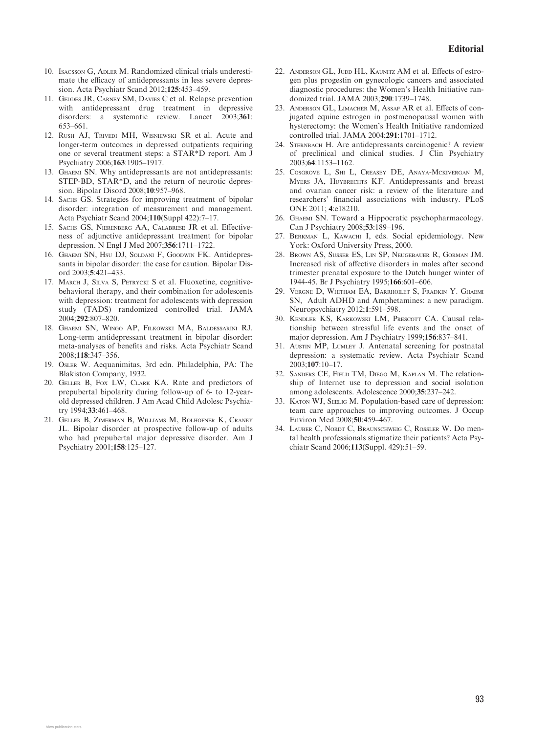10. Isacsson G, Adler M. Randomized clinical trials underestimate the efficacy of antidepressants in less severe depression. Acta Psychiatr Scand 2012;**125**:453–459.
11. Geddes JR, Carney SM, Davies C et al. Relapse prevention with antidepressant drug treatment in depressive disorders: a systematic review. Lancet 2003;**361**: 653–661.
12. Rush AJ, Trivedi MH, Wisniewski SR et al. Acute and longer-term outcomes in depressed outpatients requiring one or several treatment steps: a STAR*D report. Am J Psychiatry 2006;**163**:1905–1917.
13. Ghaemi SN. Why antidepressants are not antidepressants: STEP-BD, STAR*D, and the return of neurotic depression. Bipolar Disord 2008;**10**:957–968.
14. Sachs GS. Strategies for improving treatment of bipolar disorder: integration of measurement and management. Acta Psychiatr Scand 2004;**110**(Suppl 422):7–17.
15. Sachs GS, Nierenberg AA, Calabrese JR et al. Effectiveness of adjunctive antidepressant treatment for bipolar depression. N Engl J Med 2007;**356**:1711–1722.
16. Ghaemi SN, Hsu DJ, Soldani F, Goodwin FK. Antidepressants in bipolar disorder: the case for caution. Bipolar Disord 2003;**5**:421–433.
17. March J, Silva S, Petrycki S et al. Fluoxetine, cognitive-behavioral therapy, and their combination for adolescents with depression: treatment for adolescents with depression study (TADS) randomized controlled trial. JAMA 2004;**292**:807–820.
18. Ghaemi SN, Wingo AP, Filkowski MA, Baldessarini RJ. Long-term antidepressant treatment in bipolar disorder: meta-analyses of benefits and risks. Acta Psychiatr Scand 2008;**118**:347–356.
19. Osler W. Aequanimitas, 3rd edn. Philadelphia, PA: The Blakiston Company, 1932.
20. Geller B, Fox LW, Clark KA. Rate and predictors of prepubertal bipolarity during follow-up of 6- to 12-year-old depressed children. J Am Acad Child Adolesc Psychiatry 1994;**33**:461–468.
21. Geller B, Zimerman B, Williams M, Bolhofner K, Craney JL. Bipolar disorder at prospective follow-up of adults who had prepubertal major depressive disorder. Am J Psychiatry 2001;**158**:125–127.
22. Anderson GL, Judd HL, Kaunitz AM et al. Effects of estrogen plus progestin on gynecologic cancers and associated diagnostic procedures: the Women's Health Initiative randomized trial. JAMA 2003;**290**:1739–1748.
23. Anderson GL, Limacher M, Assaf AR et al. Effects of conjugated equine estrogen in postmenopausal women with hysterectomy: the Women's Health Initiative randomized controlled trial. JAMA 2004;**291**:1701–1712.
24. Sternbach H. Are antidepressants carcinogenic? A review of preclinical and clinical studies. J Clin Psychiatry 2003;**64**:1153–1162.
25. Cosgrove L, Shi L, Creasey DE, Anaya-Mckivergan M, Myers JA, Huybrechts KF. Antidepressants and breast and ovarian cancer risk: a review of the literature and researchers' financial associations with industry. PLoS ONE 2011; **4**:e18210.
26. Ghaemi SN. Toward a Hippocratic psychopharmacology. Can J Psychiatry 2008;**53**:189–196.
27. Berkman L, Kawachi I, eds. Social epidemiology. New York: Oxford University Press, 2000.
28. Brown AS, Susser ES, Lin SP, Neugebauer R, Gorman JM. Increased risk of affective disorders in males after second trimester prenatal exposure to the Dutch hunger winter of 1944-45. Br J Psychiatry 1995;**166**:601–606.
29. Vergne D, Whitham EA, Barrhoilet S, Fradkin Y. Ghaemi SN, Adult ADHD and Amphetamines: a new paradigm. Neuropsychiatry 2012;**1**:591–598.
30. Kendler KS, Karkowski LM, Prescott CA. Causal relationship between stressful life events and the onset of major depression. Am J Psychiatry 1999;**156**:837–841.
31. Austin MP, Lumley J. Antenatal screening for postnatal depression: a systematic review. Acta Psychiatr Scand 2003;**107**:10–17.
32. Sanders CE, Field TM, Diego M, Kaplan M. The relationship of Internet use to depression and social isolation among adolescents. Adolescence 2000;**35**:237–242.
33. Katon WJ, Seelig M. Population-based care of depression: team care approaches to improving outcomes. J Occup Environ Med 2008;**50**:459–467.
34. Lauber C, Nordt C, Braunschweig C, Rossler W. Do mental health professionals stigmatize their patients? Acta Psychiatr Scand 2006;**113**(Suppl. 429):51–59.